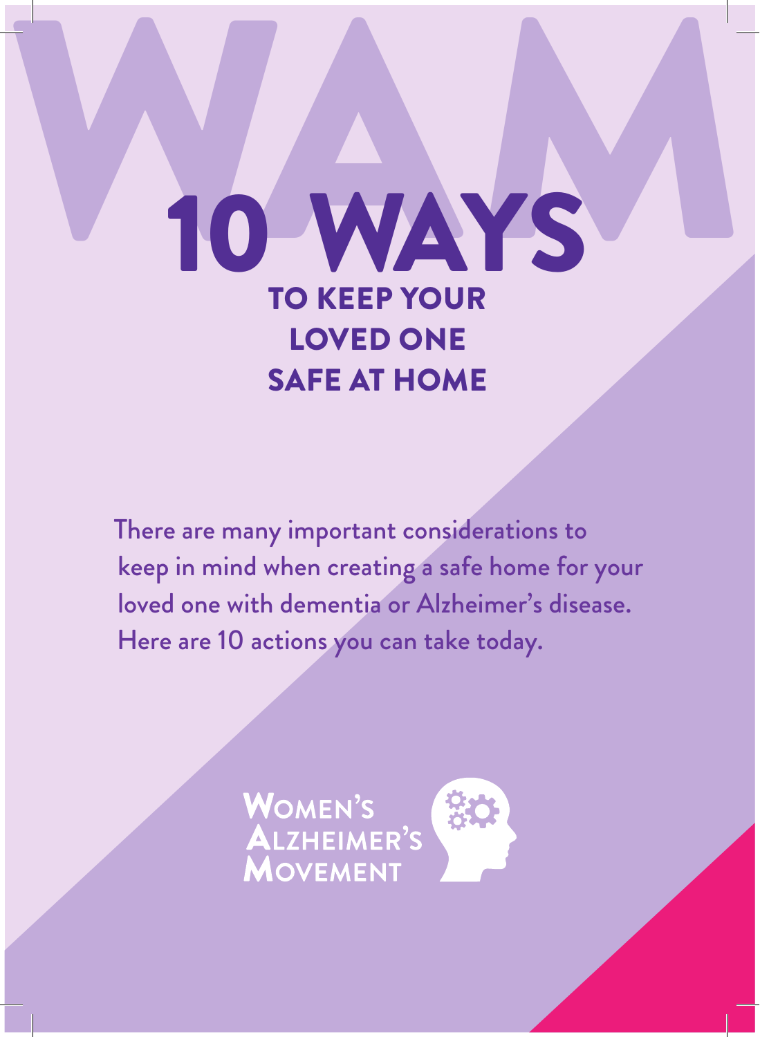# 10 WAYS

## TO KEEP YOUR LOVED ONE SAFE AT HOME

There are many important considerations to keep in mind when creating a safe home for your loved one with dementia or Alzheimer's disease. Here are 10 actions you can take today.

WOMEN'S ALZHEIMER'S MOVEMENT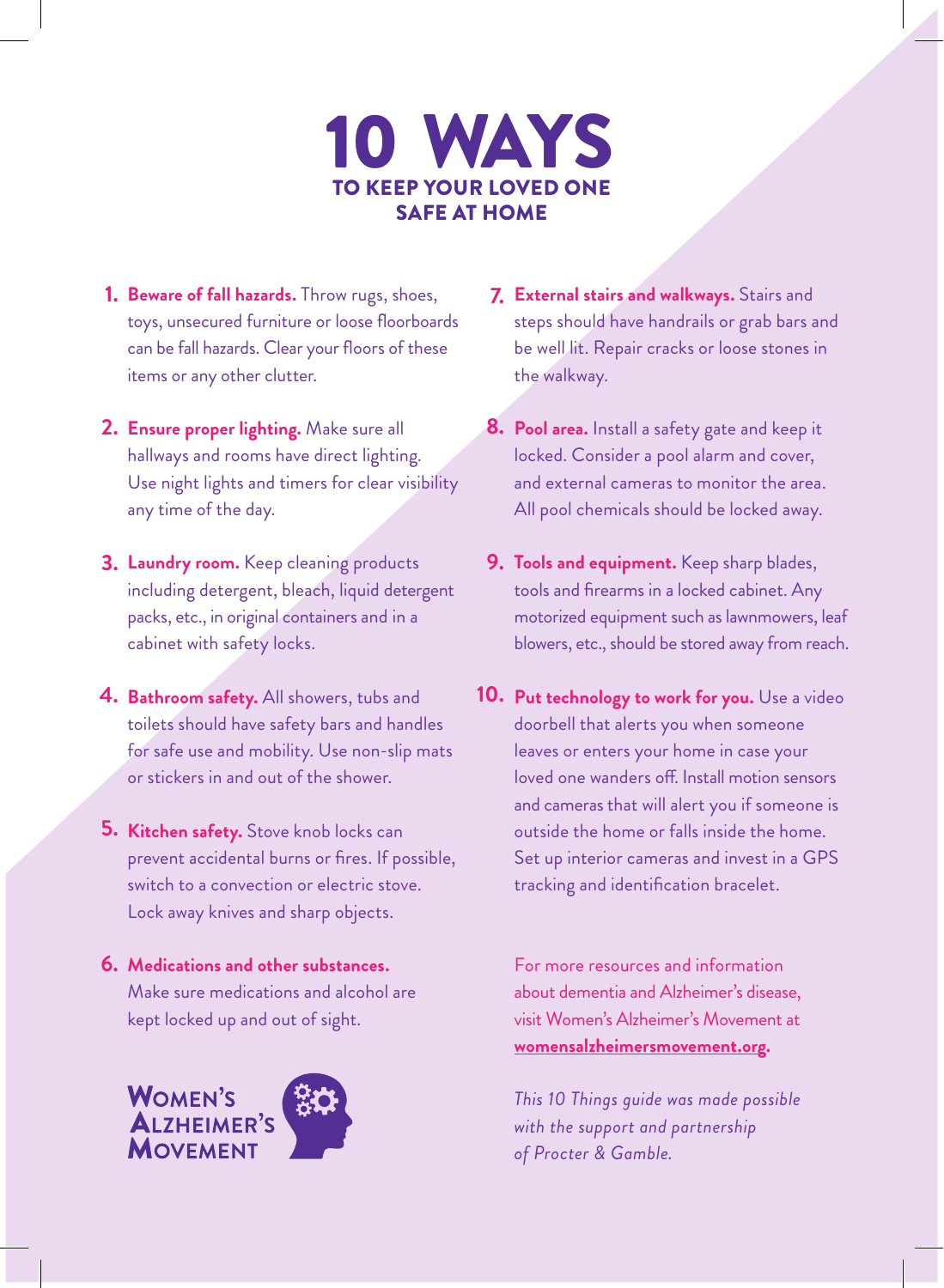# 10 WAYS

## TO KEEP YOUR LOVED ONE SAFE AT HOME

1. **Beware of fall hazards.** Throw rugs, shoes, toys, unsecured furniture or loose floorboards can be fall hazards. Clear your floors of these items or any other clutter.

2. **Ensure proper lighting.** Make sure all hallways and rooms have direct lighting. Use night lights and timers for clear visibility any time of the day.

3. **Laundry room.** Keep cleaning products including detergent, bleach, liquid detergent packs, etc., in original containers and in a cabinet with safety locks.

4. **Bathroom safety.** All showers, tubs and toilets should have safety bars and handles for safe use and mobility. Use non-slip mats or stickers in and out of the shower.

5. **Kitchen safety.** Stove knob locks can prevent accidental burns or fires. If possible, switch to a convection or electric stove. Lock away knives and sharp objects.

6. **Medications and other substances.** Make sure medications and alcohol are kept locked up and out of sight.

7. **External stairs and walkways.** Stairs and steps should have handrails or grab bars and be well lit. Repair cracks or loose stones in the walkway.

8. **Pool area.** Install a safety gate and keep it locked. Consider a pool alarm and cover, and external cameras to monitor the area. All pool chemicals should be locked away.

9. **Tools and equipment.** Keep sharp blades, tools and firearms in a locked cabinet. Any motorized equipment such as lawnmowers, leaf blowers, etc., should be stored away from reach.

10. **Put technology to work for you.** Use a video doorbell that alerts you when someone leaves or enters your home in case your loved one wanders off. Install motion sensors and cameras that will alert you if someone is outside the home or falls inside the home. Set up interior cameras and invest in a GPS tracking and identification bracelet.

For more resources and information about dementia and Alzheimer's disease, visit Women's Alzheimer's Movement at **womensalzheimersmovement.org.**

*This 10 Things guide was made possible with the support and partnership of Procter & Gamble.*

WOMEN'S ALZHEIMER'S MOVEMENT